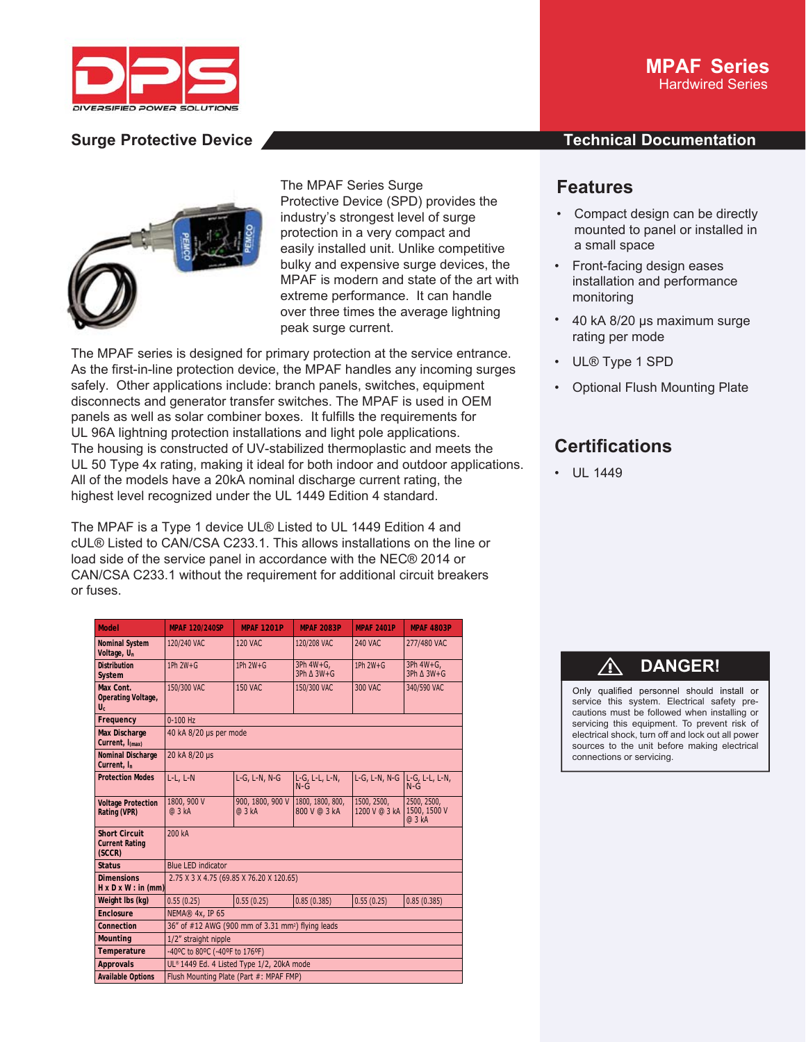# MPAF Series

Hardwired Series

## Surge Protective Device

## Technical Documentation

The MPAF Series Surge Protective Device (SPD) provides the industry's strongest level of surge protection in a very compact and easily installed unit. Unlike competitive bulky and expensive surge devices, the MPAF is modern and state of the art with extreme performance. It can handle over three times the average lightning peak surge current.

The MPAF series is designed for primary protection at the service entrance. As the first-in-line protection device, the MPAF handles any incoming surges safely. Other applications include: branch panels, switches, equipment disconnects and generator transfer switches. The MPAF is used in OEM panels as well as solar combiner boxes. It fulfills the requirements for UL 96A lightning protection installations and light pole applications. The housing is constructed of UV-stabilized thermoplastic and meets the UL 50 Type 4x rating, making it ideal for both indoor and outdoor applications. All of the models have a 20kA nominal discharge current rating, the highest level recognized under the UL 1449 Edition 4 standard.

The MPAF is a Type 1 device UL® Listed to UL 1449 Edition 4 and cUL® Listed to CAN/CSA C233.1. This allows installations on the line or load side of the service panel in accordance with the NEC® 2014 or CAN/CSA C233.1 without the requirement for additional circuit breakers or fuses.

| Model | MPAF 120/240SP | MPAF 1201P | MPAF 2083P | MPAF 2401P | MPAF 4803P |
|---|---|---|---|---|---|
| Nominal System Voltage, $U_n$ | 120/240 VAC | 120 VAC | 120/208 VAC | 240 VAC | 277/480 VAC |
| Distribution System | 1Ph 2W+G | 1Ph 2W+G | 3Ph 4W+G, 3Ph Δ 3W+G | 1Ph 2W+G | 3Ph 4W+G, 3Ph Δ 3W+G |
| Max Cont. Operating Voltage, $U_c$ | 150/300 VAC | 150 VAC | 150/300 VAC | 300 VAC | 340/590 VAC |
| Frequency | 0-100 Hz | | | | |
| Max Discharge Current, $I_{(max)}$ | 40 kA 8/20 µs per mode | | | | |
| Nominal Discharge Current, $I_n$ | 20 kA 8/20 µs | | | | |
| Protection Modes | L-L, L-N | L-G, L-N, N-G | L-G, L-L, L-N, N-G | L-G, L-N, N-G | L-G, L-L, L-N, N-G |
| Voltage Protection Rating (VPR) | 1800, 900 V @ 3 kA | 900, 1800, 900 V @ 3 kA | 1800, 1800, 800, 800 V @ 3 kA | 1500, 2500, 1200 V @ 3 kA | 2500, 2500, 1500, 1500 V @ 3 kA |
| Short Circuit Current Rating (SCCR) | 200 kA | | | | |
| Status | Blue LED indicator | | | | |
| Dimensions H x D x W : in (mm) | 2.75 X 3 X 4.75 (69.85 X 76.20 X 120.65) | | | | |
| Weight lbs (kg) | 0.55 (0.25) | 0.55 (0.25) | 0.85 (0.385) | 0.55 (0.25) | 0.85 (0.385) |
| Enclosure | NEMA® 4x, IP 65 | | | | |
| Connection | 36" of #12 AWG (900 mm of 3.31 mm²) flying leads | | | | |
| Mounting | 1/2" straight nipple | | | | |
| Temperature | -40ºC to 80ºC (-40ºF to 176ºF) | | | | |
| Approvals | UL® 1449 Ed. 4 Listed Type 1/2, 20kA mode | | | | |
| Available Options | Flush Mounting Plate (Part #: MPAF FMP) | | | | |

## Features

- Compact design can be directly mounted to panel or installed in a small space
- Front-facing design eases installation and performance monitoring
- 40 kA 8/20 µs maximum surge rating per mode
- UL® Type 1 SPD
- Optional Flush Mounting Plate

## Certifications

- UL 1449

### ⚠ DANGER!

Only qualified personnel should install or service this system. Electrical safety precautions must be followed when installing or servicing this equipment. To prevent risk of electrical shock, turn off and lock out all power sources to the unit before making electrical connections or servicing.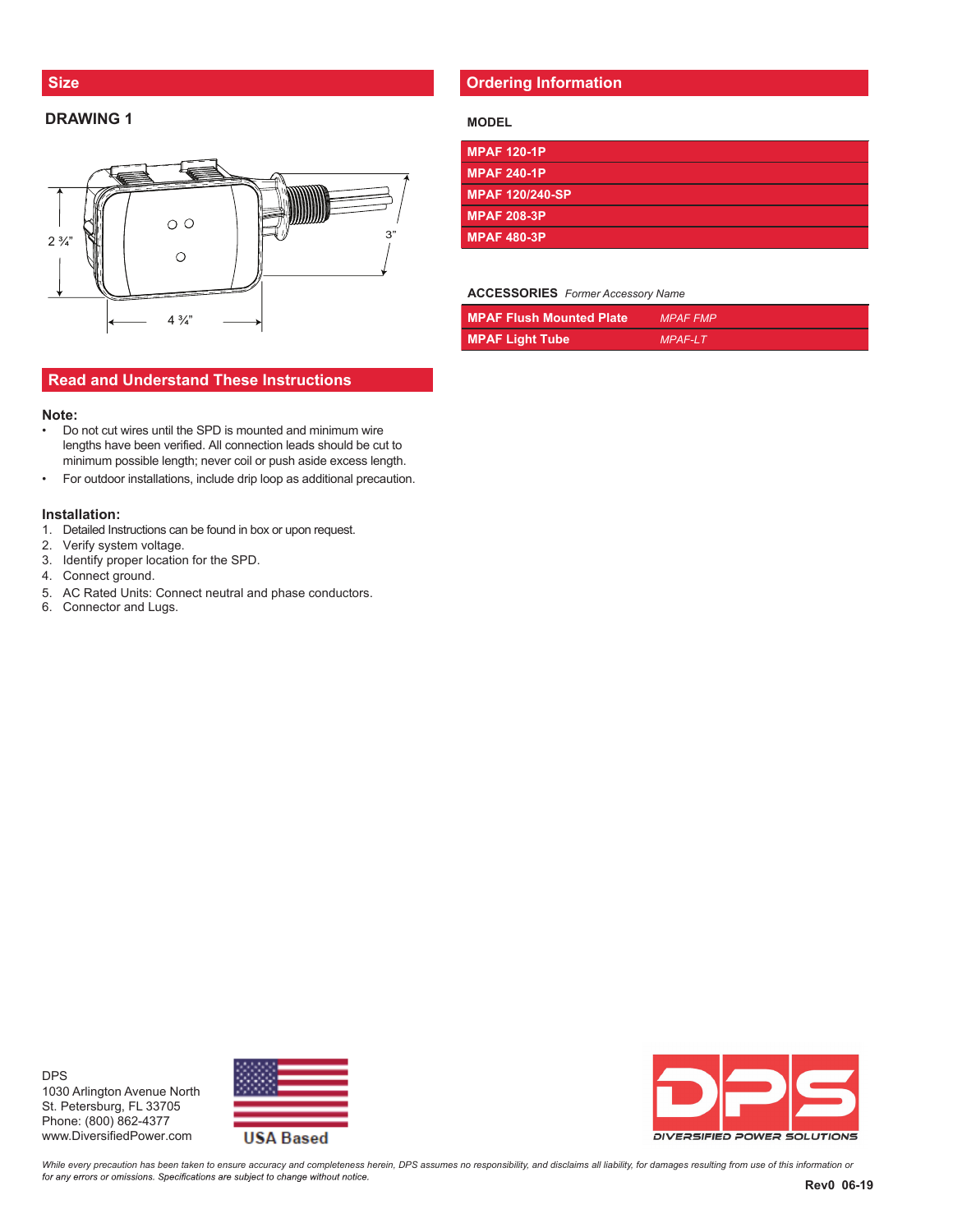## Size

### DRAWING 1

2 ¾"

3"

4 ¾"

## Ordering Information

**MODEL**

| |
|---|
| **MPAF 120-1P** |
| **MPAF 240-1P** |
| **MPAF 120/240-SP** |
| **MPAF 208-3P** |
| **MPAF 480-3P** |

**ACCESSORIES** *Former Accessory Name*

| | |
|---|---|
| **MPAF Flush Mounted Plate** | *MPAF FMP* |
| **MPAF Light Tube** | *MPAF-LT* |

## Read and Understand These Instructions

**Note:**

- Do not cut wires until the SPD is mounted and minimum wire lengths have been verified. All connection leads should be cut to minimum possible length; never coil or push aside excess length.
- For outdoor installations, include drip loop as additional precaution.

**Installation:**

1. Detailed Instructions can be found in box or upon request.
2. Verify system voltage.
3. Identify proper location for the SPD.
4. Connect ground.
5. AC Rated Units: Connect neutral and phase conductors.
6. Connector and Lugs.

DPS
1030 Arlington Avenue North
St. Petersburg, FL 33705
Phone: (800) 862-4377
www.DiversifiedPower.com

USA Based

DPS DIVERSIFIED POWER SOLUTIONS

*While every precaution has been taken to ensure accuracy and completeness herein, DPS assumes no responsibility, and disclaims all liability, for damages resulting from use of this information or for any errors or omissions. Specifications are subject to change without notice.*

**Rev0 06-19**